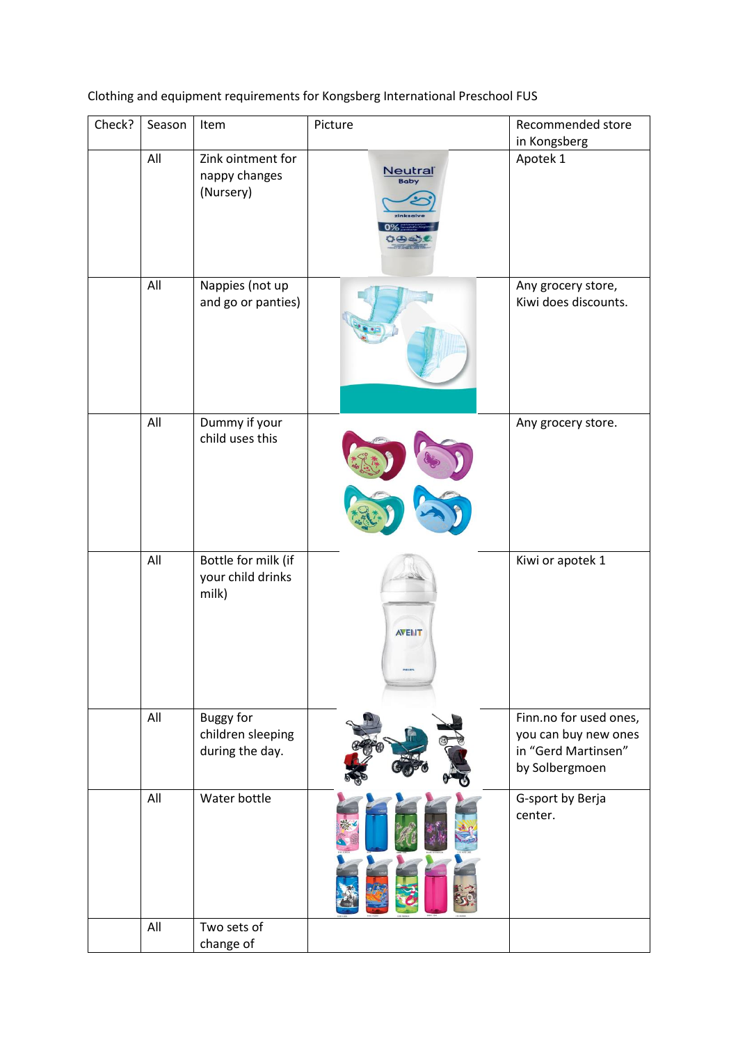Clothing and equipment requirements for Kongsberg International Preschool FUS

| Check? | Season | Item | Picture | Recommended store in Kongsberg |
| --- | --- | --- | --- | --- |
| | All | Zink ointment for nappy changes (Nursery) | | Apotek 1 |
| | All | Nappies (not up and go or panties) | | Any grocery store, Kiwi does discounts. |
| | All | Dummy if your child uses this | | Any grocery store. |
| | All | Bottle for milk (if your child drinks milk) | | Kiwi or apotek 1 |
| | All | Buggy for children sleeping during the day. | | Finn.no for used ones, you can buy new ones in "Gerd Martinsen" by Solbergmoen |
| | All | Water bottle | | G-sport by Berja center. |
| | All | Two sets of change of | | |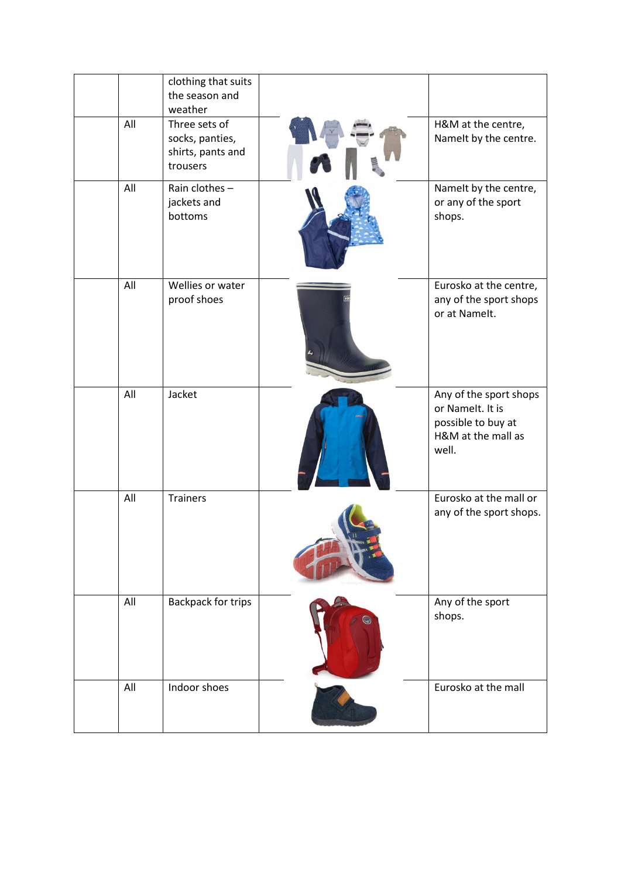| | | | | |
|---|---|---|---|---|
| | | clothing that suits the season and weather | | |
| | All | Three sets of socks, panties, shirts, pants and trousers | | H&M at the centre, NameIt by the centre. |
| | All | Rain clothes – jackets and bottoms | | NameIt by the centre, or any of the sport shops. |
| | All | Wellies or water proof shoes | | Eurosko at the centre, any of the sport shops or at NameIt. |
| | All | Jacket | | Any of the sport shops or NameIt. It is possible to buy at H&M at the mall as well. |
| | All | Trainers | | Eurosko at the mall or any of the sport shops. |
| | All | Backpack for trips | | Any of the sport shops. |
| | All | Indoor shoes | | Eurosko at the mall |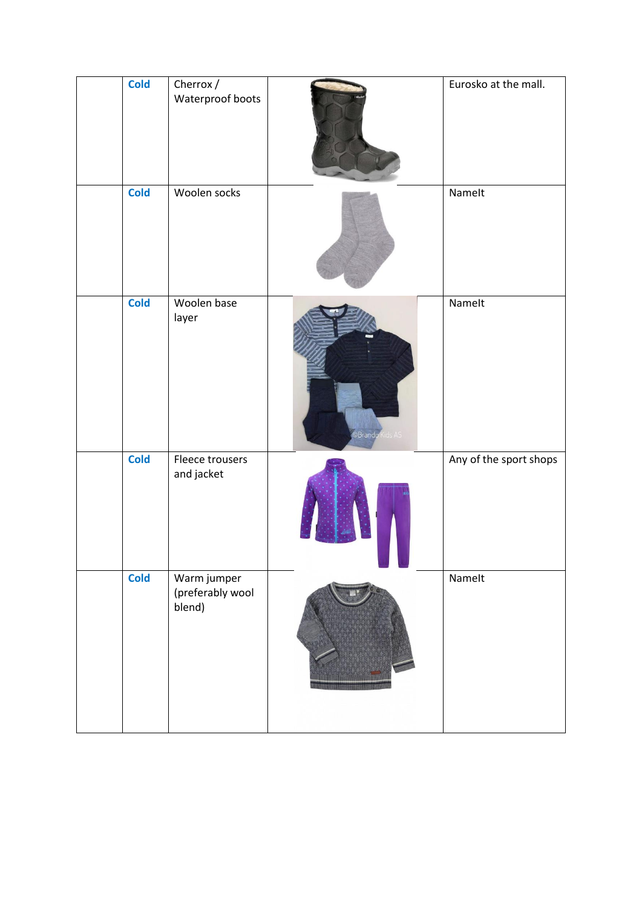| | Cold | Cherrox / Waterproof boots | | Eurosko at the mall. |
|---|---|---|---|---|
| | Cold | Woolen socks | | NameIt |
| | Cold | Woolen base layer | | NameIt |
| | Cold | Fleece trousers and jacket | | Any of the sport shops |
| | Cold | Warm jumper (preferably wool blend) | | NameIt |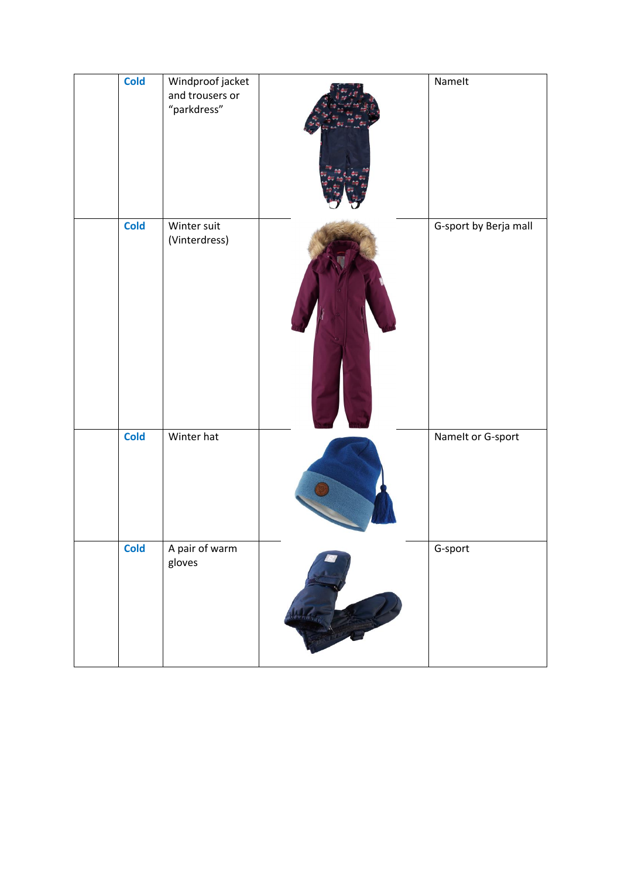| | | | | |
|---|---|---|---|---|
| | **Cold** | Windproof jacket and trousers or “parkdress” | | NameIt |
| | **Cold** | Winter suit (Vinterdress) | | G-sport by Berja mall |
| | **Cold** | Winter hat | | NameIt or G-sport |
| | **Cold** | A pair of warm gloves | | G-sport |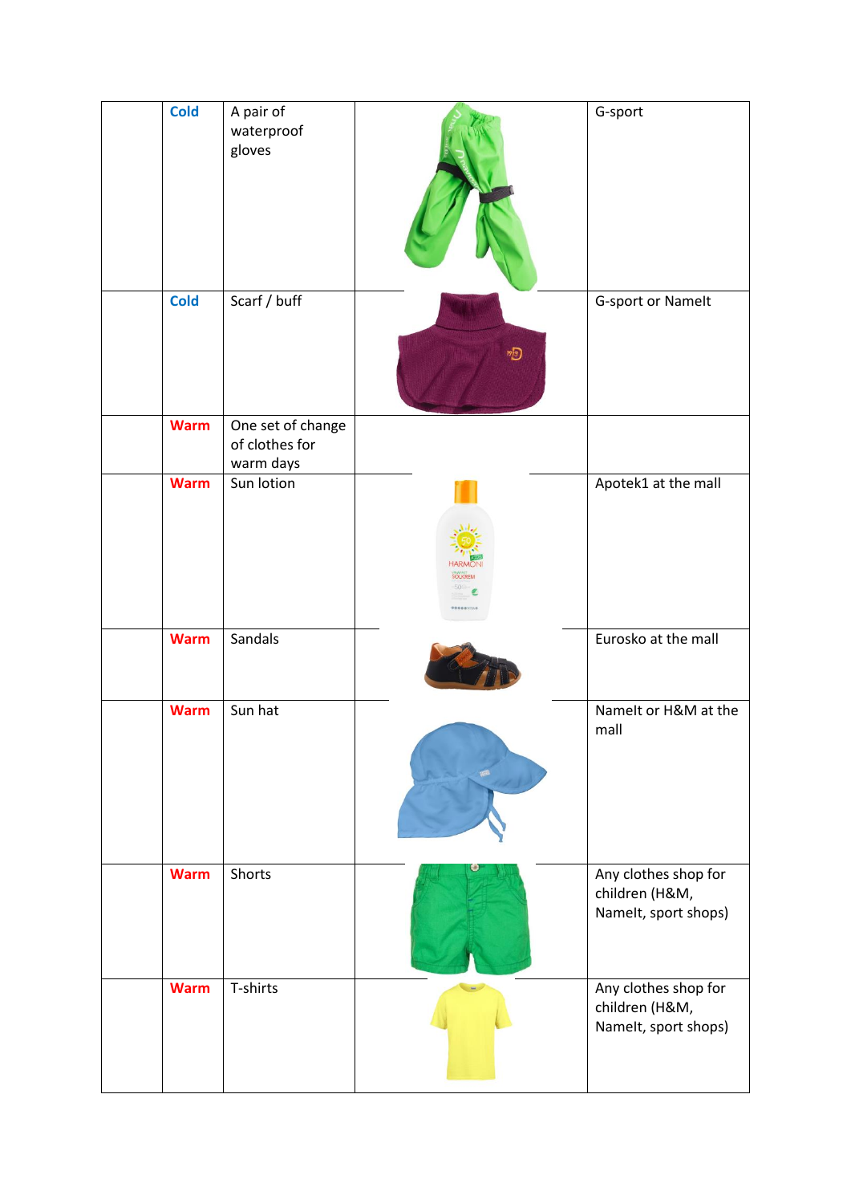| | | | | |
|---|---|---|---|---|
| | Cold | A pair of waterproof gloves | | G-sport |
| | Cold | Scarf / buff | | G-sport or NameIt |
| | Warm | One set of change of clothes for warm days | | |
| | Warm | Sun lotion | | Apotek1 at the mall |
| | Warm | Sandals | | Eurosko at the mall |
| | Warm | Sun hat | | NameIt or H&M at the mall |
| | Warm | Shorts | | Any clothes shop for children (H&M, NameIt, sport shops) |
| | Warm | T-shirts | | Any clothes shop for children (H&M, NameIt, sport shops) |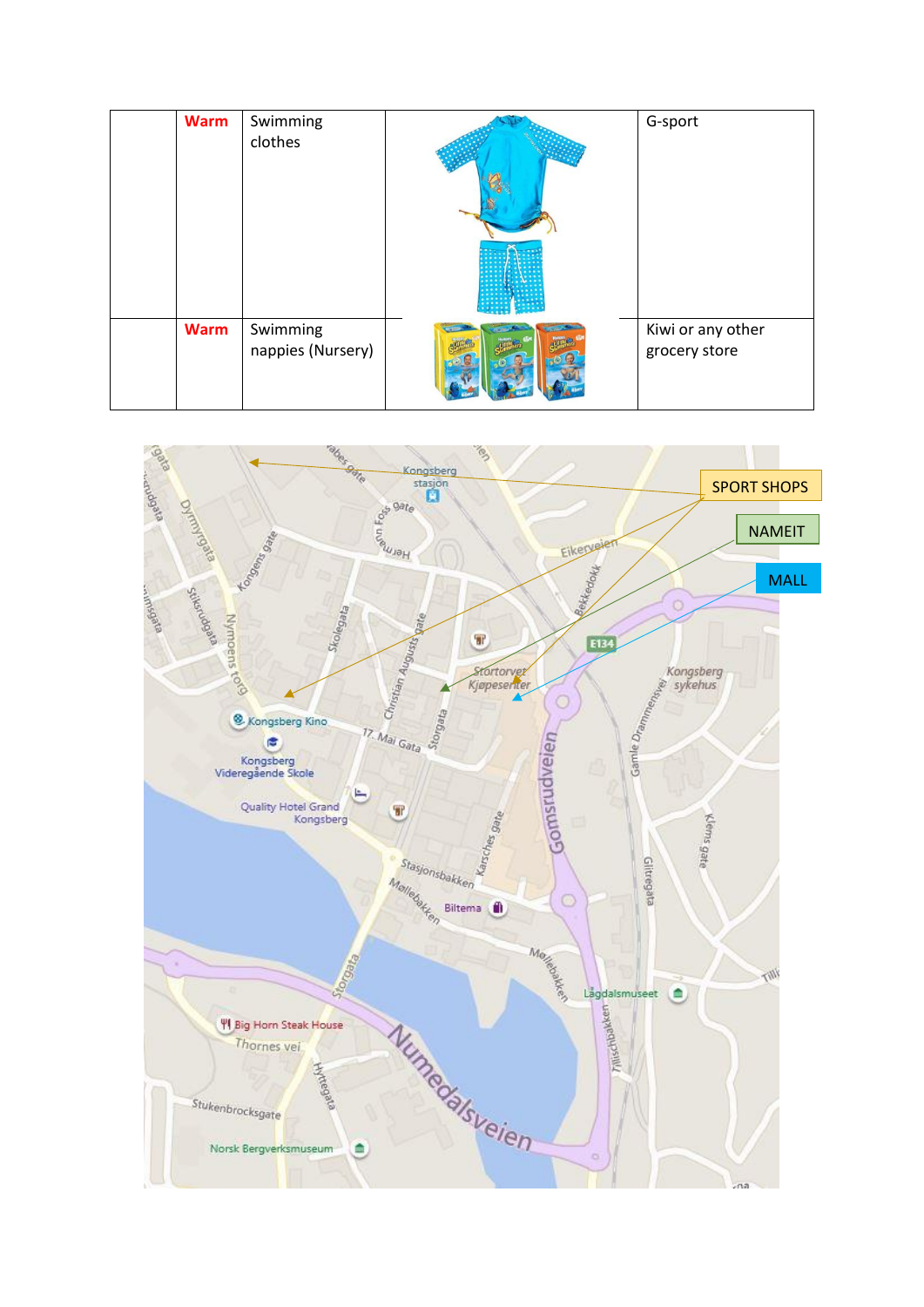| | | | | |
|---|---|---|---|---|
| | **Warm** | Swimming clothes | | G-sport |
| | **Warm** | Swimming nappies (Nursery) | | Kiwi or any other grocery store |

SPORT SHOPS

NAMEIT

MALL